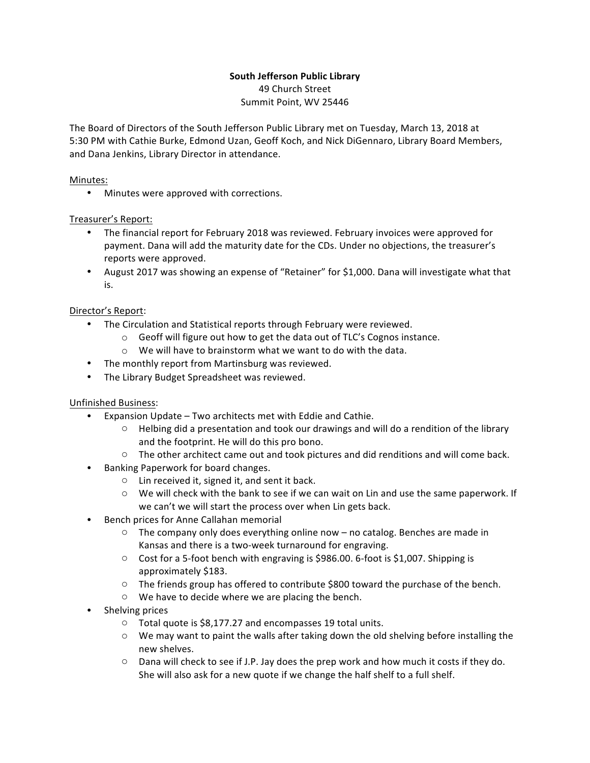**South Jefferson Public Library**
49 Church Street
Summit Point, WV 25446

The Board of Directors of the South Jefferson Public Library met on Tuesday, March 13, 2018 at 5:30 PM with Cathie Burke, Edmond Uzan, Geoff Koch, and Nick DiGennaro, Library Board Members, and Dana Jenkins, Library Director in attendance.

Minutes:

- Minutes were approved with corrections.

Treasurer's Report:

- The financial report for February 2018 was reviewed. February invoices were approved for payment. Dana will add the maturity date for the CDs. Under no objections, the treasurer's reports were approved.
- August 2017 was showing an expense of "Retainer" for $1,000. Dana will investigate what that is.

Director's Report:

- The Circulation and Statistical reports through February were reviewed.
  - Geoff will figure out how to get the data out of TLC's Cognos instance.
  - We will have to brainstorm what we want to do with the data.
- The monthly report from Martinsburg was reviewed.
- The Library Budget Spreadsheet was reviewed.

Unfinished Business:

- Expansion Update – Two architects met with Eddie and Cathie.
  - Helbing did a presentation and took our drawings and will do a rendition of the library and the footprint. He will do this pro bono.
  - The other architect came out and took pictures and did renditions and will come back.
- Banking Paperwork for board changes.
  - Lin received it, signed it, and sent it back.
  - We will check with the bank to see if we can wait on Lin and use the same paperwork. If we can't we will start the process over when Lin gets back.
- Bench prices for Anne Callahan memorial
  - The company only does everything online now – no catalog. Benches are made in Kansas and there is a two-week turnaround for engraving.
  - Cost for a 5-foot bench with engraving is $986.00. 6-foot is $1,007. Shipping is approximately $183.
  - The friends group has offered to contribute $800 toward the purchase of the bench.
  - We have to decide where we are placing the bench.
- Shelving prices
  - Total quote is $8,177.27 and encompasses 19 total units.
  - We may want to paint the walls after taking down the old shelving before installing the new shelves.
  - Dana will check to see if J.P. Jay does the prep work and how much it costs if they do. She will also ask for a new quote if we change the half shelf to a full shelf.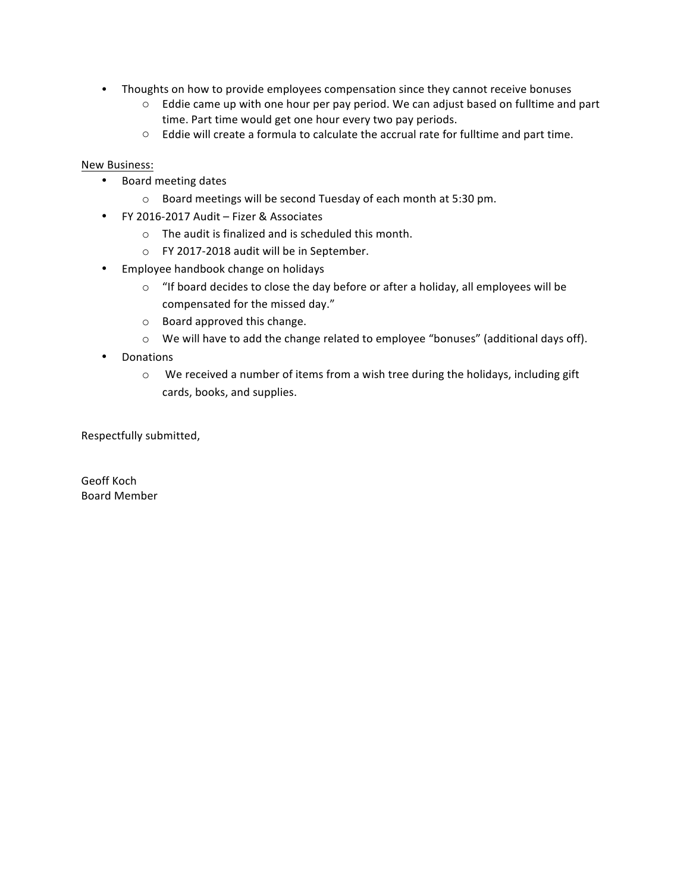- Thoughts on how to provide employees compensation since they cannot receive bonuses
    - Eddie came up with one hour per pay period. We can adjust based on fulltime and part time. Part time would get one hour every two pay periods.
    - Eddie will create a formula to calculate the accrual rate for fulltime and part time.

<u>New Business:</u>

- Board meeting dates
    - Board meetings will be second Tuesday of each month at 5:30 pm.
- FY 2016-2017 Audit – Fizer & Associates
    - The audit is finalized and is scheduled this month.
    - FY 2017-2018 audit will be in September.
- Employee handbook change on holidays
    - "If board decides to close the day before or after a holiday, all employees will be compensated for the missed day."
    - Board approved this change.
    - We will have to add the change related to employee "bonuses" (additional days off).
- Donations
    - We received a number of items from a wish tree during the holidays, including gift cards, books, and supplies.

Respectfully submitted,

Geoff Koch
Board Member